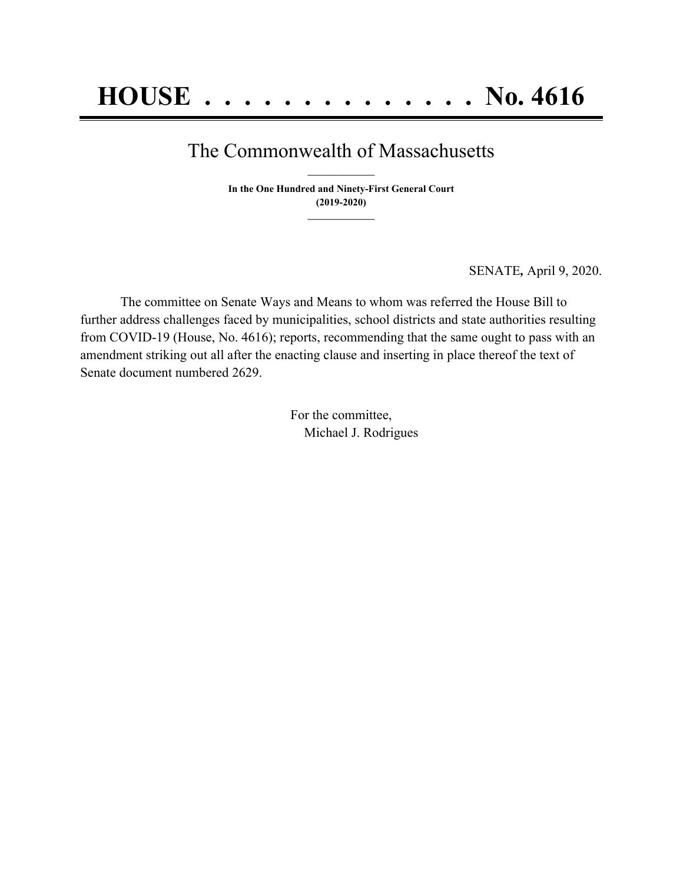# HOUSE . . . . . . . . . . . . . . . No. 4616

## The Commonwealth of Massachusetts

**In the One Hundred and Ninety-First General Court**
**(2019-2020)**

SENATE, April 9, 2020.

The committee on Senate Ways and Means to whom was referred the House Bill to further address challenges faced by municipalities, school districts and state authorities resulting from COVID-19 (House, No. 4616); reports, recommending that the same ought to pass with an amendment striking out all after the enacting clause and inserting in place thereof the text of Senate document numbered 2629.

For the committee,
Michael J. Rodrigues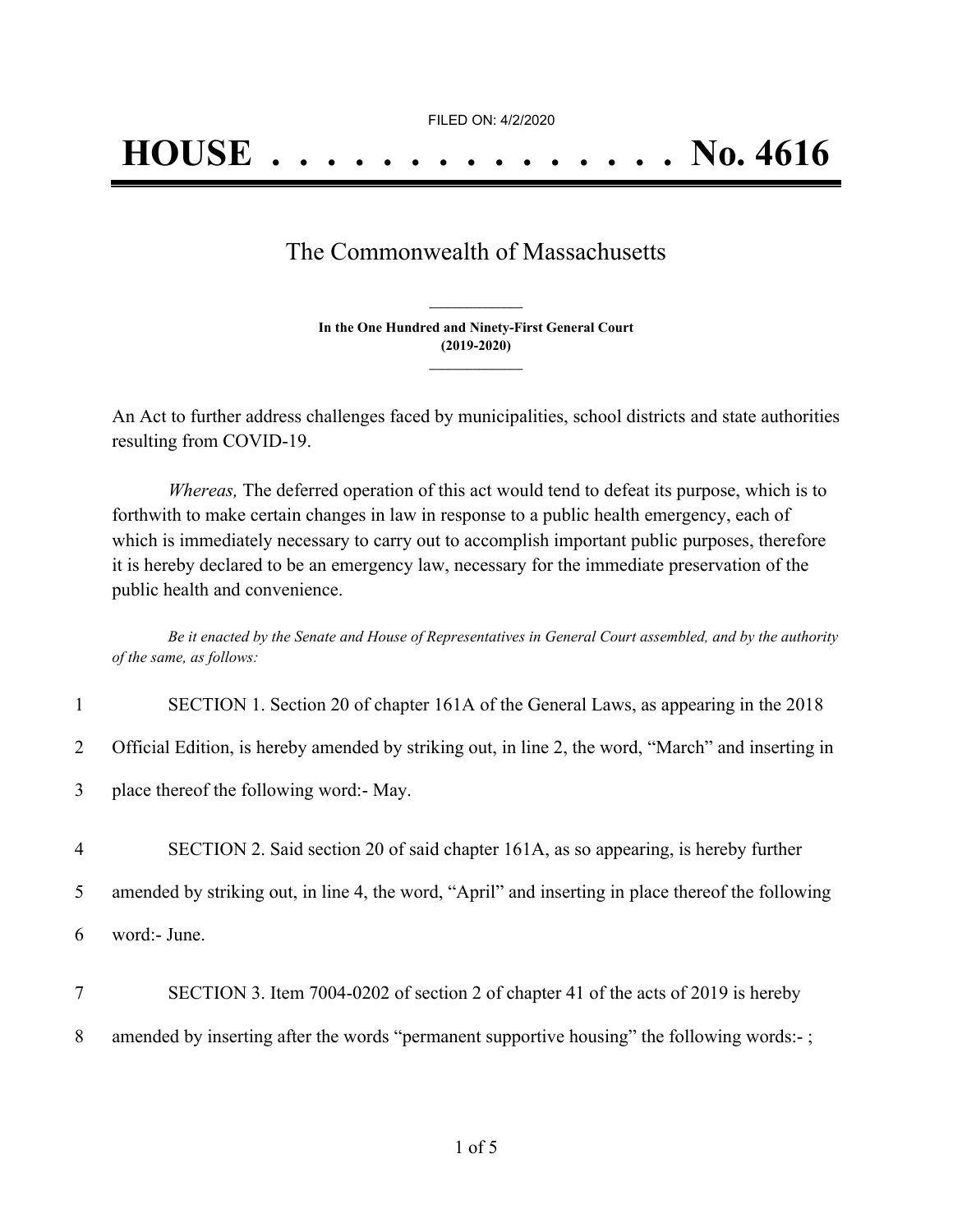FILED ON: 4/2/2020

# HOUSE . . . . . . . . . . . . . . . No. 4616

## The Commonwealth of Massachusetts

**In the One Hundred and Ninety-First General Court (2019-2020)**

An Act to further address challenges faced by municipalities, school districts and state authorities resulting from COVID-19.

*Whereas,* The deferred operation of this act would tend to defeat its purpose, which is to forthwith to make certain changes in law in response to a public health emergency, each of which is immediately necessary to carry out to accomplish important public purposes, therefore it is hereby declared to be an emergency law, necessary for the immediate preservation of the public health and convenience.

*Be it enacted by the Senate and House of Representatives in General Court assembled, and by the authority of the same, as follows:*

1 SECTION 1. Section 20 of chapter 161A of the General Laws, as appearing in the 2018
2 Official Edition, is hereby amended by striking out, in line 2, the word, "March" and inserting in
3 place thereof the following word:- May.

4 SECTION 2. Said section 20 of said chapter 161A, as so appearing, is hereby further
5 amended by striking out, in line 4, the word, "April" and inserting in place thereof the following
6 word:- June.

7 SECTION 3. Item 7004-0202 of section 2 of chapter 41 of the acts of 2019 is hereby
8 amended by inserting after the words "permanent supportive housing" the following words:- ;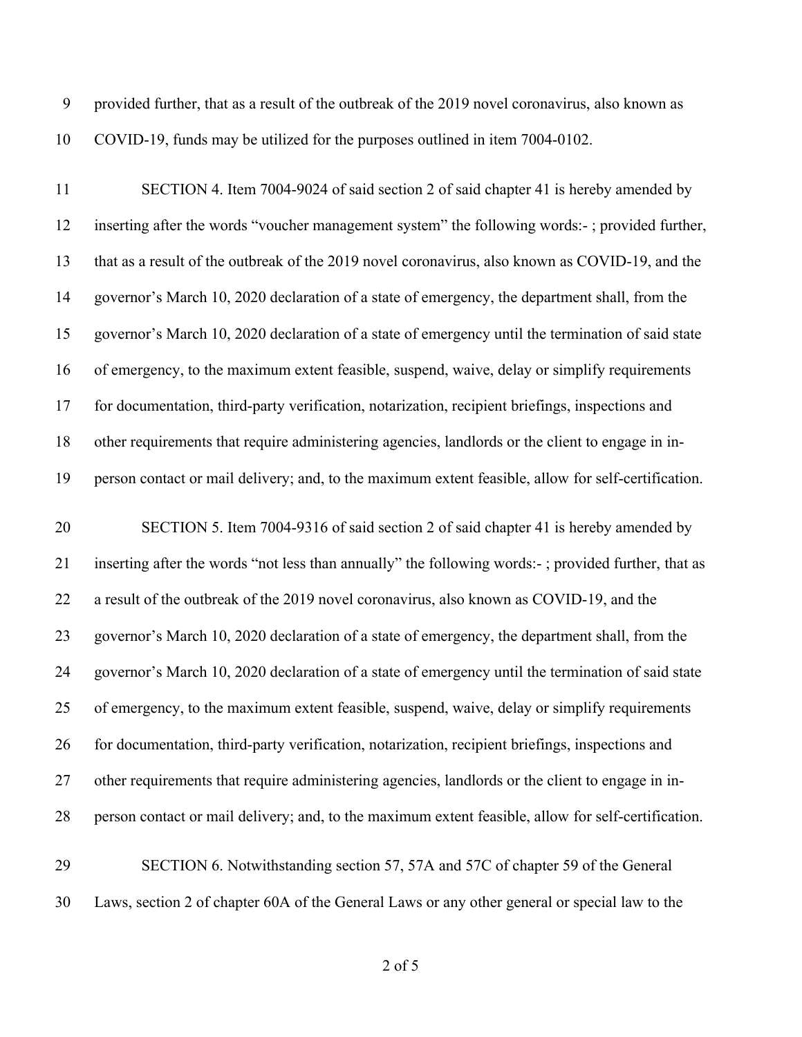provided further, that as a result of the outbreak of the 2019 novel coronavirus, also known as COVID-19, funds may be utilized for the purposes outlined in item 7004-0102.

SECTION 4. Item 7004-9024 of said section 2 of said chapter 41 is hereby amended by inserting after the words "voucher management system" the following words:- ; provided further, that as a result of the outbreak of the 2019 novel coronavirus, also known as COVID-19, and the governor's March 10, 2020 declaration of a state of emergency, the department shall, from the governor's March 10, 2020 declaration of a state of emergency until the termination of said state of emergency, to the maximum extent feasible, suspend, waive, delay or simplify requirements for documentation, third-party verification, notarization, recipient briefings, inspections and other requirements that require administering agencies, landlords or the client to engage in in-person contact or mail delivery; and, to the maximum extent feasible, allow for self-certification.

SECTION 5. Item 7004-9316 of said section 2 of said chapter 41 is hereby amended by inserting after the words "not less than annually" the following words:- ; provided further, that as a result of the outbreak of the 2019 novel coronavirus, also known as COVID-19, and the governor's March 10, 2020 declaration of a state of emergency, the department shall, from the governor's March 10, 2020 declaration of a state of emergency until the termination of said state of emergency, to the maximum extent feasible, suspend, waive, delay or simplify requirements for documentation, third-party verification, notarization, recipient briefings, inspections and other requirements that require administering agencies, landlords or the client to engage in in-person contact or mail delivery; and, to the maximum extent feasible, allow for self-certification.

SECTION 6. Notwithstanding section 57, 57A and 57C of chapter 59 of the General Laws, section 2 of chapter 60A of the General Laws or any other general or special law to the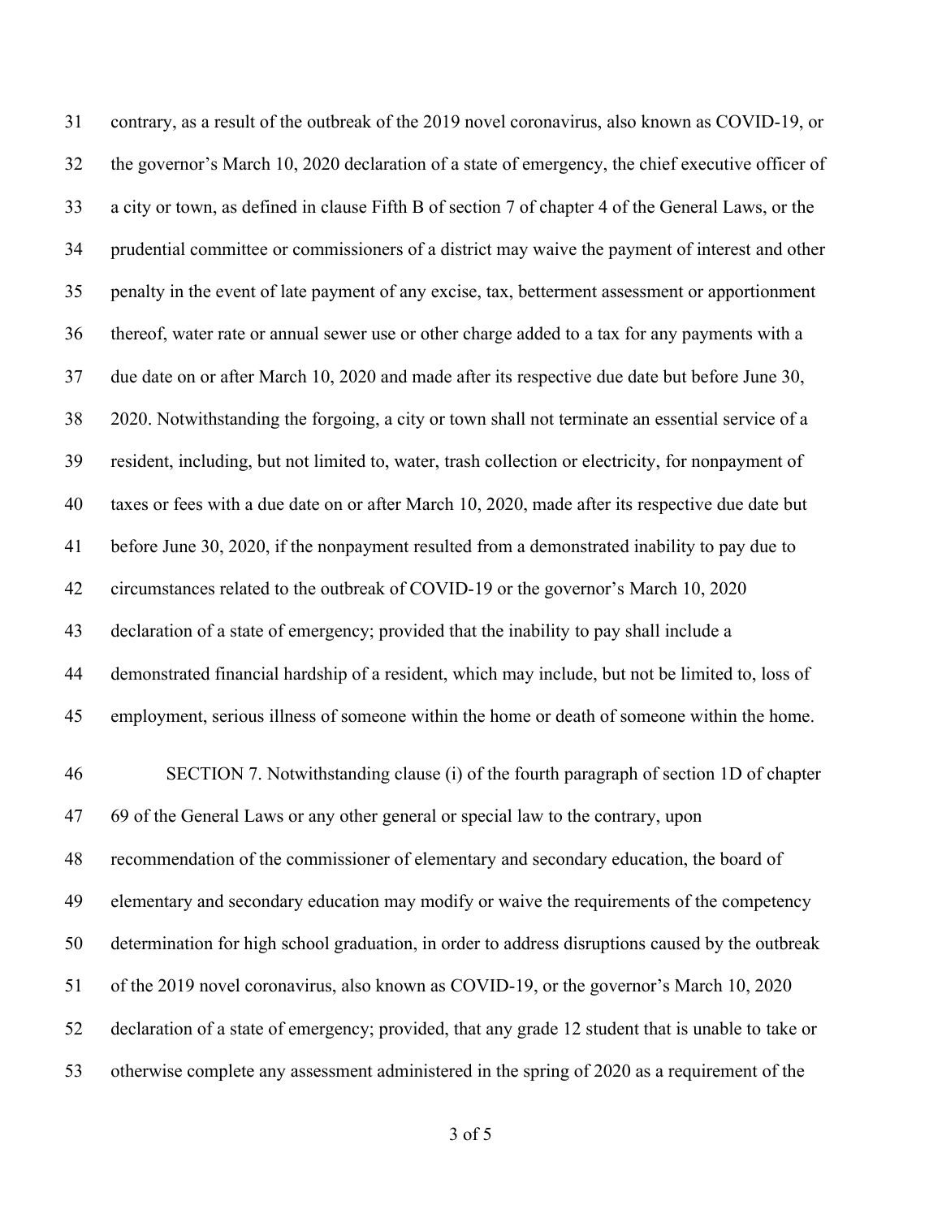contrary, as a result of the outbreak of the 2019 novel coronavirus, also known as COVID-19, or the governor's March 10, 2020 declaration of a state of emergency, the chief executive officer of a city or town, as defined in clause Fifth B of section 7 of chapter 4 of the General Laws, or the prudential committee or commissioners of a district may waive the payment of interest and other penalty in the event of late payment of any excise, tax, betterment assessment or apportionment thereof, water rate or annual sewer use or other charge added to a tax for any payments with a due date on or after March 10, 2020 and made after its respective due date but before June 30, 2020. Notwithstanding the forgoing, a city or town shall not terminate an essential service of a resident, including, but not limited to, water, trash collection or electricity, for nonpayment of taxes or fees with a due date on or after March 10, 2020, made after its respective due date but before June 30, 2020, if the nonpayment resulted from a demonstrated inability to pay due to circumstances related to the outbreak of COVID-19 or the governor's March 10, 2020 declaration of a state of emergency; provided that the inability to pay shall include a demonstrated financial hardship of a resident, which may include, but not be limited to, loss of employment, serious illness of someone within the home or death of someone within the home.

SECTION 7. Notwithstanding clause (i) of the fourth paragraph of section 1D of chapter 69 of the General Laws or any other general or special law to the contrary, upon recommendation of the commissioner of elementary and secondary education, the board of elementary and secondary education may modify or waive the requirements of the competency determination for high school graduation, in order to address disruptions caused by the outbreak of the 2019 novel coronavirus, also known as COVID-19, or the governor's March 10, 2020 declaration of a state of emergency; provided, that any grade 12 student that is unable to take or otherwise complete any assessment administered in the spring of 2020 as a requirement of the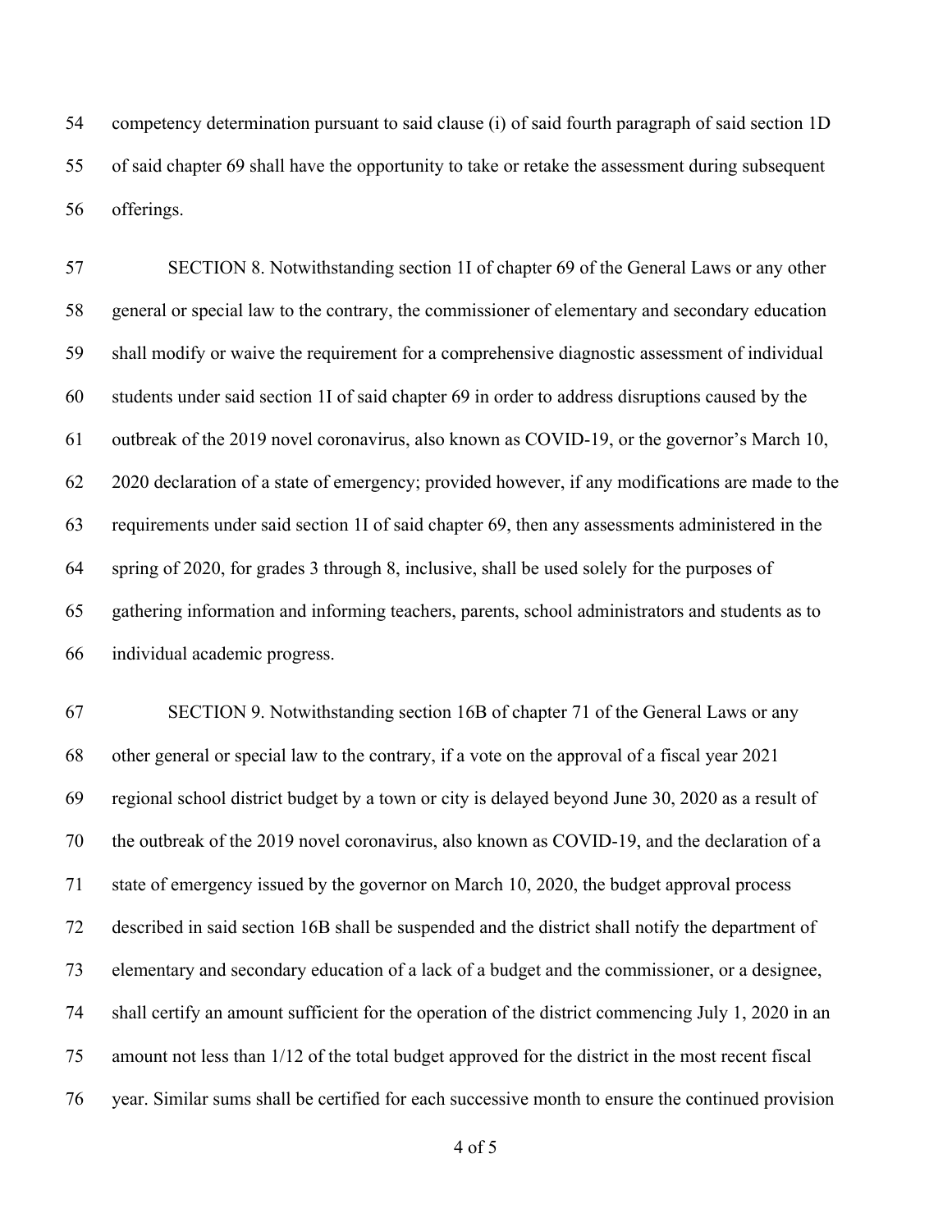competency determination pursuant to said clause (i) of said fourth paragraph of said section 1D of said chapter 69 shall have the opportunity to take or retake the assessment during subsequent offerings.

SECTION 8. Notwithstanding section 1I of chapter 69 of the General Laws or any other general or special law to the contrary, the commissioner of elementary and secondary education shall modify or waive the requirement for a comprehensive diagnostic assessment of individual students under said section 1I of said chapter 69 in order to address disruptions caused by the outbreak of the 2019 novel coronavirus, also known as COVID-19, or the governor's March 10, 2020 declaration of a state of emergency; provided however, if any modifications are made to the requirements under said section 1I of said chapter 69, then any assessments administered in the spring of 2020, for grades 3 through 8, inclusive, shall be used solely for the purposes of gathering information and informing teachers, parents, school administrators and students as to individual academic progress.

SECTION 9. Notwithstanding section 16B of chapter 71 of the General Laws or any other general or special law to the contrary, if a vote on the approval of a fiscal year 2021 regional school district budget by a town or city is delayed beyond June 30, 2020 as a result of the outbreak of the 2019 novel coronavirus, also known as COVID-19, and the declaration of a state of emergency issued by the governor on March 10, 2020, the budget approval process described in said section 16B shall be suspended and the district shall notify the department of elementary and secondary education of a lack of a budget and the commissioner, or a designee, shall certify an amount sufficient for the operation of the district commencing July 1, 2020 in an amount not less than 1/12 of the total budget approved for the district in the most recent fiscal year. Similar sums shall be certified for each successive month to ensure the continued provision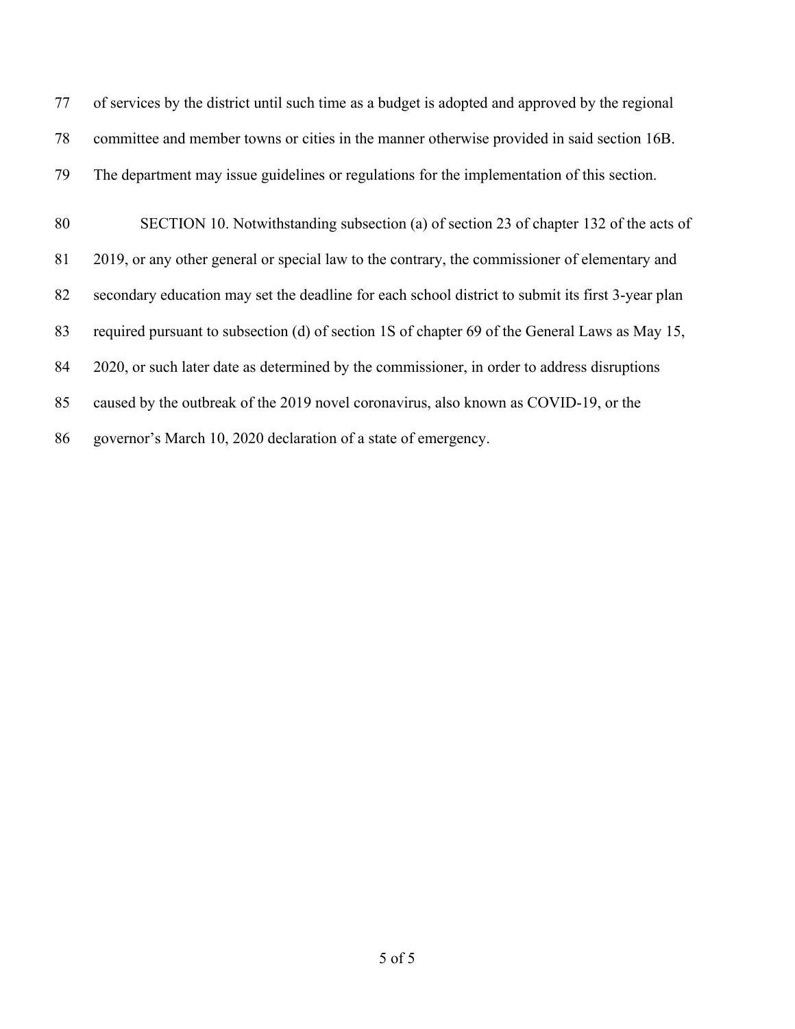of services by the district until such time as a budget is adopted and approved by the regional committee and member towns or cities in the manner otherwise provided in said section 16B. The department may issue guidelines or regulations for the implementation of this section.

SECTION 10. Notwithstanding subsection (a) of section 23 of chapter 132 of the acts of 2019, or any other general or special law to the contrary, the commissioner of elementary and secondary education may set the deadline for each school district to submit its first 3-year plan required pursuant to subsection (d) of section 1S of chapter 69 of the General Laws as May 15, 2020, or such later date as determined by the commissioner, in order to address disruptions caused by the outbreak of the 2019 novel coronavirus, also known as COVID-19, or the governor's March 10, 2020 declaration of a state of emergency.